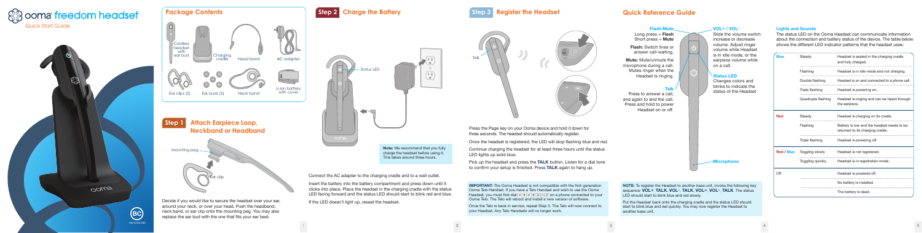# ooma freedom headset

Quick Start Guide

## Package Contents

- Cordless headset with ear bud
- Charging cradle
- Head band
- AC adapter
- Ear clips (2)
- Ear buds (5)
- Neck band
- Li-ion battery with cover

## Step 1 Attach Earpiece Loop, Neckband or Headband

Mounting peg

Ear clip

Decide if you would like to secure the headset over your ear, around your neck, or over your head. Push the headband, neck band, or ear clip onto the mounting peg. You may also replace the ear bud with the one that fits your ear best.

## Step 2 Charge the Battery

Status LED

**Note:** We recommend that you fully charge the headset before using it. This takes around three hours.

Connect the AC adapter to the charging cradle and to a wall outlet.

Insert the battery into the battery compartment and press down until it clicks into place. Place the headset in the charging cradle with the status LED facing forward and the status LED should start to blink red and blue.

If the LED doesn't light up, reseat the headset.

## Step 3 Register the Headset

Talk

Press the Page key on your Ooma device and hold it down for three seconds. The headset should automatically register.

Once the headset is registered, the LED will stop flashing blue and red.

Continue charging the headset for at least three hours until the status LED lights up solid blue.

Pick up the headset and press the **TALK** button. Listen for a dial tone to confirm your setup is finished. Press **TALK** again to hang up.

**IMPORTANT:** The Ooma Headset is not compatible with the first-generation Ooma Telo Handset. If you have a Telo Handset and wish to use the Ooma Headset, you must first dial * * * 6 6 2 on a phone connected to your Ooma Telo. The Telo will reboot and install a new version of software.

Once the Telo is back in service, repeat Step 3. The Telo will now connect to your Headset. Any Telo Handsets will no longer work.

## Quick Reference Guide

**Flash/Mute**

Long press = **Flash**
Short press = **Mute**

**Flash:** Switch lines or answer call-waiting.

**Mute:** Mute/unmute the microphone during a call. Mutes ringer when the Headset is ringing.

**Talk**

Press to answer a call, and again to end the call. Press and hold to power Headset on or off.

**VOL+ / VOL-**

Slide the volume switch increase or decrease volume. Adjust ringer volume while Headset is in idle mode, or the earpiece volume while on a call.

**Status LED**

Changes colors and blinks to indicate the status of the Headset

**Microphone**

**NOTE:** To register the Headset to another base unit, invoke the following key sequence: **VOL+**, **TALK**, **VOL-**, **TALK**, **VOL+**, **VOL-**, **TALK**. The status LED should start to blink blue and red slowly.

Put the Headset back onto the charging cradle and the status LED should start to blink blue and red quickly. You may now register the Headset to another base unit.

### Lights and Sounds

The status LED on the Ooma Headset can communicate information about the connection and battery status of the device. The table below shows the different LED indicator patterns that the headset uses:

| | | |
|---|---|---|
| **Blue** | Steady | Headset is seated in the charging cradle and fully charged. |
| | Flashing | Headset is in idle mode and not charging. |
| | Double flashing | Headset is on and connected to a phone call. |
| | Triple flashing | Headset is powering on. |
| | Quadruple flashing | Headset is ringing and can be heard through the earpiece. |
| **Red** | Steady | Headset is charging on its cradle. |
| | Flashing | Battery is low and the headset needs to be returned to its charging cradle. |
| | Triple flashing | Headset is powering off. |
| **Red / Blue** | Toggling slowly | Headset is not registered. |
| | Toggling quickly | Headset is in registration mode. |
| Off | | Headset is powered off. |
| | | No battery is installed. |
| | | The battery is dead. |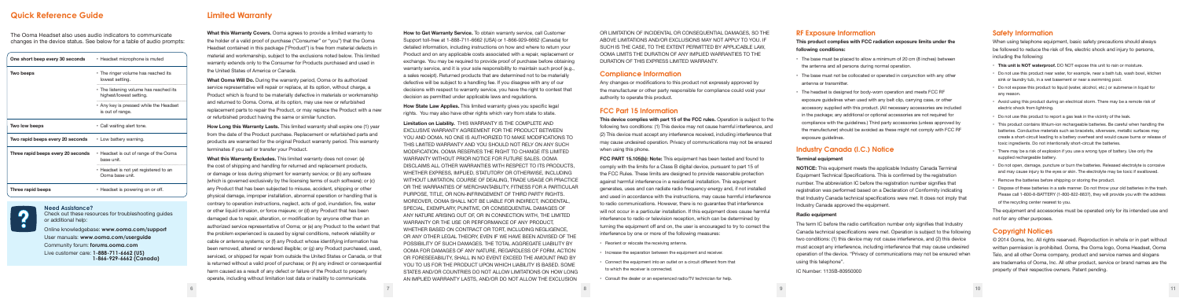## Quick Reference Guide

The Ooma Headset also uses audio indicators to communicate changes in the device status. See below for a table of audio prompts:

| | |
|---|---|
| **One short beep every 30 seconds** | • Headset microphone is muted |
| **Two beeps** | • The ringer volume has reached its lowest setting.<br>• The listening volume has reached its highest/lowest setting.<br>• Any key is pressed while the Headset is out of range. |
| **Two low beeps** | • Call waiting alert tone. |
| **Two rapid beeps every 20 seconds** | • Low battery warning. |
| **Three rapid beeps every 20 seconds** | • Headset is out of range of the Ooma base unit.<br>• Headset is not yet registered to an Ooma base unit. |
| **Three rapid beeps** | • Headset is powering on or off. |

**Need Assistance?**
Check out these resources for troubleshooting guides or additional help:

Online knowledgebase: **www.ooma.com/support**
User manuals: **www.ooma.com/userguide**
Community forum: **forums.ooma.com**
Live customer care: **1-888-711-6662 (US)**
**1-866-929-6662 (Canada)**

## Limited Warranty

**What this Warranty Covers.** Ooma agrees to provide a limited warranty to the holder of a valid proof of purchase ("Consumer" or "you") that the Ooma Headset contained in this package ("Product") is free from material defects in material and workmanship, subject to the exclusions noted below. This limited warranty extends only to the Consumer for Products purchased and used in the United States of America or Canada.

**What Ooma Will Do.** During the warranty period, Ooma or its authorized service representative will repair or replace, at its option, without charge, a Product which is found to be materially defective in materials or workmanship and returned to Ooma. Ooma, at its option, may use new or refurbished replacement parts to repair the Product, or may replace the Product with a new or refurbished product having the same or similar function.

**How Long this Warranty Lasts.** This limited warranty shall expire one (1) year from the date of the Product purchase. Replacement or refurbished parts and products are warranted for the original Product warranty period. This warranty terminates if you sell or transfer your Product.

**What this Warranty Excludes.** This limited warranty does not cover: (a) the cost of shipping and handling for returned and replacement products, or damage or loss during shipment for warranty service; or (b) any software (which is governed exclusively by the licensing terms of such software); or (c) any Product that has been subject to misuse, accident, shipping or other physical damage, improper installation, abnormal operation or handling that is contrary to operation instructions, neglect, acts of god, inundation, fire, water or other liquid intrusion, or force majeure; or (d) any Product that has been damaged due to repair, alteration, or modification by anyone other than an authorized service representative of Ooma; or (e) any Product to the extent that the problem experienced is caused by signal conditions, network reliability or cable or antenna systems; or (f) any Product whose identifying information has been removed, altered or rendered illegible; or (g) any Product purchased, used, serviced, or shipped for repair from outside the United States or Canada, or that is returned without a valid proof of purchase; or (h) any indirect or consequential harm caused as a result of any defect or failure of the Product to properly operate, including without limitation lost data or inability to communicate.

**How to Get Warranty Service.** To obtain warranty service, call Customer Support toll-free at 1-888-711-6662 (USA) or 1-866-929-6662 (Canada) for detailed information, including instructions on how and where to return your Product and on any applicable costs associated with a repair, replacement or exchange. You may be required to provide proof of purchase before obtaining warranty service, and it is your sole responsibility to maintain such proof (e.g., a sales receipt). Returned products that are determined not to be materially defective will be subject to a handling fee. If you disagree with any of our decisions with respect to warranty service, you have the right to contest that decision as permitted under applicable laws and regulations.

**How State Law Applies.** This limited warranty gives you specific legal rights. You may also have other rights which vary from state to state.

**Limitation on Liability.** THIS WARRANTY IS THE COMPLETE AND EXCLUSIVE WARRANTY AGREEMENT FOR THE PRODUCT BETWEEN YOU AND OOMA. NO ONE IS AUTHORIZED TO MAKE MODIFICATIONS TO THIS LIMITED WARRANTY AND YOU SHOULD NOT RELY ON ANY SUCH MODIFICATION. OOMA RESERVES THE RIGHT TO CHANGE ITS LIMITED WARRANTY WITHOUT PRIOR NOTICE FOR FUTURE SALES. OOMA DISCLAIMS ALL OTHER WARRANTIES WITH RESPECT TO ITS PRODUCTS, WHETHER EXPRESS, IMPLIED, STATUTORY OR OTHERWISE, INCLUDING WITHOUT LIMITATION, COURSE OF DEALING, TRADE USAGE OR PRACTICE OR THE WARRANTIES OF MERCHANTABILITY, FITNESS FOR A PARTICULAR PURPOSE, TITLE, OR NON-INFRINGEMENT OF THIRD PARTY RIGHTS. MOREOVER, OOMA SHALL NOT BE LIABLE FOR INDIRECT, INCIDENTAL, SPECIAL, EXEMPLARY, PUNITIVE, OR CONSEQUENTIAL DAMAGES OF ANY NATURE ARISING OUT OF, OR IN CONNECTION WITH, THE LIMITED WARRANTY OR THE USE OR PERFORMANCE OF ANY PRODUCT, WHETHER BASED ON CONTRACT OR TORT, INCLUDING NEGLIGENCE, OR ANY OTHER LEGAL THEORY, EVEN IF WE HAVE BEEN ADVISED OF THE POSSIBILITY OF SUCH DAMAGES. THE TOTAL AGGREGATE LIABILITY BY OOMA FOR DAMAGES OF ANY NATURE, REGARDLESS OF FORM, ACTION OR FORESEEABILITY, SHALL IN NO EVENT EXCEED THE AMOUNT PAID BY YOU TO US FOR THE PRODUCT UPON WHICH LIABILITY IS BASED. SOME STATES AND/OR COUNTRIES DO NOT ALLOW LIMITATIONS ON HOW LONG AN IMPLIED WARRANTY LASTS, AND/OR DO NOT ALLOW THE EXCLUSION OR LIMITATION OF INCIDENTAL OR CONSEQUENTIAL DAMAGES, SO THE ABOVE LIMITATIONS AND/OR EXCLUSIONS MAY NOT APPLY TO YOU. IF SUCH IS THE CASE, TO THE EXTENT PERMITTED BY APPLICABLE LAW, OOMA LIMITS THE DURATION OF ANY IMPLIED WARRANTIES TO THE DURATION OF THIS EXPRESS LIMITED WARRANTY.

## Compliance Information

Any changes or modifications to this product not expressly approved by the manufacturer or other party responsible for compliance could void your authority to operate this product.

## FCC Part 15 Information

**This device complies with part 15 of the FCC rules.** Operation is subject to the following two conditions: (1) This device may not cause harmful interference, and (2) This device must accept any interference received, including interference that may cause undesired operation. Privacy of communications may not be ensured when using this phone.

**FCC PART 15.105(b): Note:** This equipment has been tested and found to comply with the limits for a Class B digital device, pursuant to part 15 of the FCC Rules. These limits are designed to provide reasonable protection against harmful interference in a residential installation. This equipment generates, uses and can radiate radio frequency energy and, if not installed and used in accordance with the instructions, may cause harmful interference to radio communications. However, there is no guarantee that interference will not occur in a particular installation. If this equipment does cause harmful interference to radio or television reception, which can be determined by turning the equipment off and on, the user is encouraged to try to correct the interference by one or more of the following measures:

- Reorient or relocate the receiving antenna.
- Increase the separation between the equipment and receiver.
- Connect the equipment into an outlet on a circuit different from that to which the receiver is connected.
- Consult the dealer or an experienced radio/TV technician for help.

## RF Exposure Information

**This product complies with FCC radiation exposure limits under the following conditions:**

- The base must be placed to allow a minimum of 20 cm (8 inches) between the antenna and all persons during normal operation.
- The base must not be collocated or operated in conjunction with any other antenna or transmitter.
- The headset is designed for body-worn operation and meets FCC RF exposure guidelines when used with any belt clip, carrying case, or other accessory supplied with this product. (All necessary accessories are included in the package; any additional or optional accessories are not required for compliance with the guidelines.) Third party accessories (unless approved by the manufacturer) should be avoided as these might not comply with FCC RF exposure guidelines.

## Industry Canada (I.C.) Notice

### Terminal equipment

**NOTICE:** This equipment meets the applicable Industry Canada Terminal Equipment Technical Specifications. This is confirmed by the registration number. The abbreviation IC before the registration number signifies that registration was performed based on a Declaration of Conformity indicating that Industry Canada technical specifications were met. It does not imply that Industry Canada approved the equipment.

### Radio equipment

The term IC before the radio certification number only signifies that Industry Canada technical specifications were met. Operation is subject to the following two conditions: (1) this device may not cause interference, and (2) this device must accept any interference, including interference that may cause undesired operation of the device. "Privacy of communications may not be ensured when using this telephone".

IC Number: 1135B-80950000

## Safety Information

When using telephone equipment, basic safety precautions should always be followed to reduce the risk of fire, electric shock and injury to persons, including the following:

- **This unit is NOT waterproof.** DO NOT expose this unit to rain or moisture.
- Do not use this product near water, for example, near a bath tub, wash bowl, kitchen sink or laundry tub, in a wet basement or near a swimming pool.
- Do not expose this product to liquid (water, alcohol, etc.) or submerse in liquid for any reason.
- Avoid using this product during an electrical storm. There may be a remote risk of electric shock from lightning.
- Do not use this product to report a gas leak in the vicinity of the leak.
- This product contains lithium-ion rechargeable batteries. Be careful when handling the batteries. Conductive materials such as bracelets, silverware, metallic surfaces may create a short-circuit leading to a battery overheat and would cause burns or release of toxic ingredients. Do not intentionally short-circuit the batteries.
- There may be a risk of explosion if you use a wrong type of battery. Use only the supplied rechargeable battery.
- Do not open, damage, puncture or burn the batteries. Released electrolyte is corrosive and may cause injury to the eyes or skin. The electrolyte may be toxic if swallowed.
- Remove the batteries before shipping or storing the product.
- Dispose of these batteries in a safe manner. Do not throw your old batteries in the trash. Please call 1-800-8-BATTERY (1-800-822-8837), they will provide you with the address of the recycling center nearest to you.

The equipment and accessories must be operated only for its intended use and not for any other purposes.

## Copyright Notices

© 2014 Ooma, Inc. All rights reserved. Reproduction in whole or in part without written permission is prohibited. Ooma, the Ooma logo, Ooma Headset, Ooma Telo, and all other Ooma company, product and service names and slogans are trademarks of Ooma, Inc. All other product, service or brand names are the property of their respective owners. Patent pending.